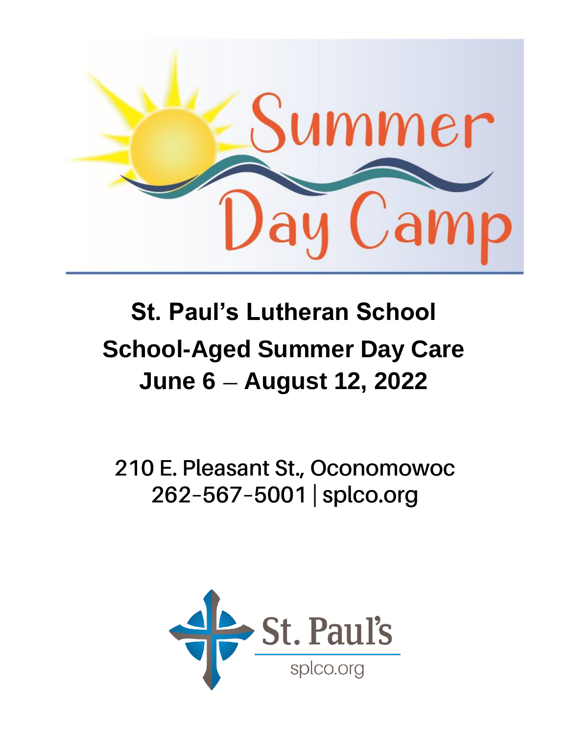# Summer Day Camp

## St. Paul's Lutheran School

## School-Aged Summer Day Care

## June 6 – August 12, 2022

210 E. Pleasant St., Oconomowoc

262-567-5001 | splco.org

St. Paul's

splco.org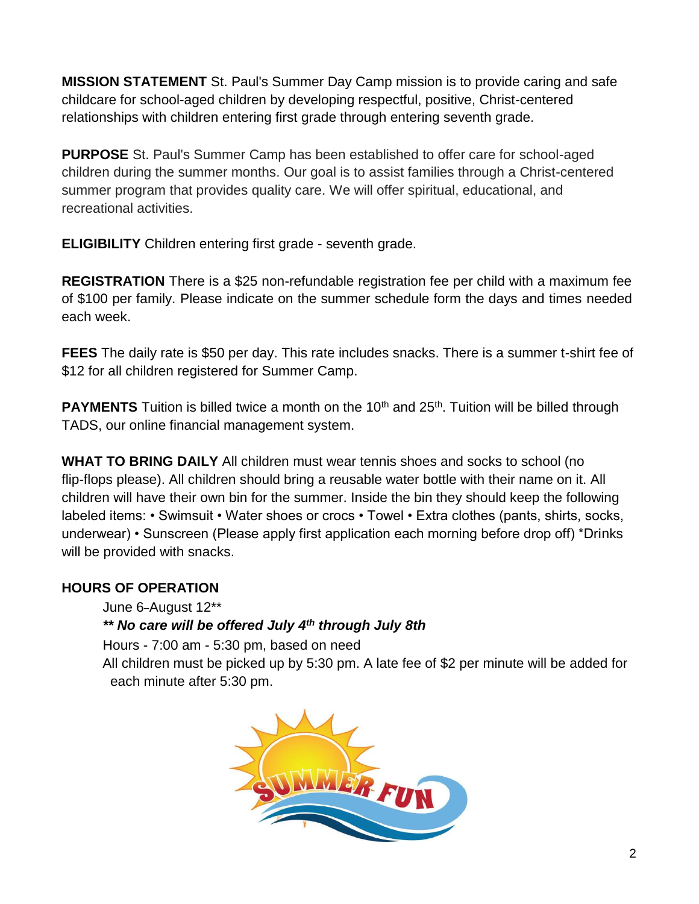**MISSION STATEMENT** St. Paul's Summer Day Camp mission is to provide caring and safe childcare for school-aged children by developing respectful, positive, Christ-centered relationships with children entering first grade through entering seventh grade.

**PURPOSE** St. Paul's Summer Camp has been established to offer care for school-aged children during the summer months. Our goal is to assist families through a Christ-centered summer program that provides quality care. We will offer spiritual, educational, and recreational activities.

**ELIGIBILITY** Children entering first grade - seventh grade.

**REGISTRATION** There is a $25 non-refundable registration fee per child with a maximum fee of $100 per family. Please indicate on the summer schedule form the days and times needed each week.

**FEES** The daily rate is $50 per day. This rate includes snacks. There is a summer t-shirt fee of $12 for all children registered for Summer Camp.

**PAYMENTS** Tuition is billed twice a month on the 10th and 25th. Tuition will be billed through TADS, our online financial management system.

**WHAT TO BRING DAILY** All children must wear tennis shoes and socks to school (no flip-flops please). All children should bring a reusable water bottle with their name on it. All children will have their own bin for the summer. Inside the bin they should keep the following labeled items: • Swimsuit • Water shoes or crocs • Towel • Extra clothes (pants, shirts, socks, underwear) • Sunscreen (Please apply first application each morning before drop off) *Drinks will be provided with snacks.

**HOURS OF OPERATION**

June 6–August 12**

***\*\* No care will be offered July 4th through July 8th***

Hours - 7:00 am - 5:30 pm, based on need

All children must be picked up by 5:30 pm. A late fee of $2 per minute will be added for each minute after 5:30 pm.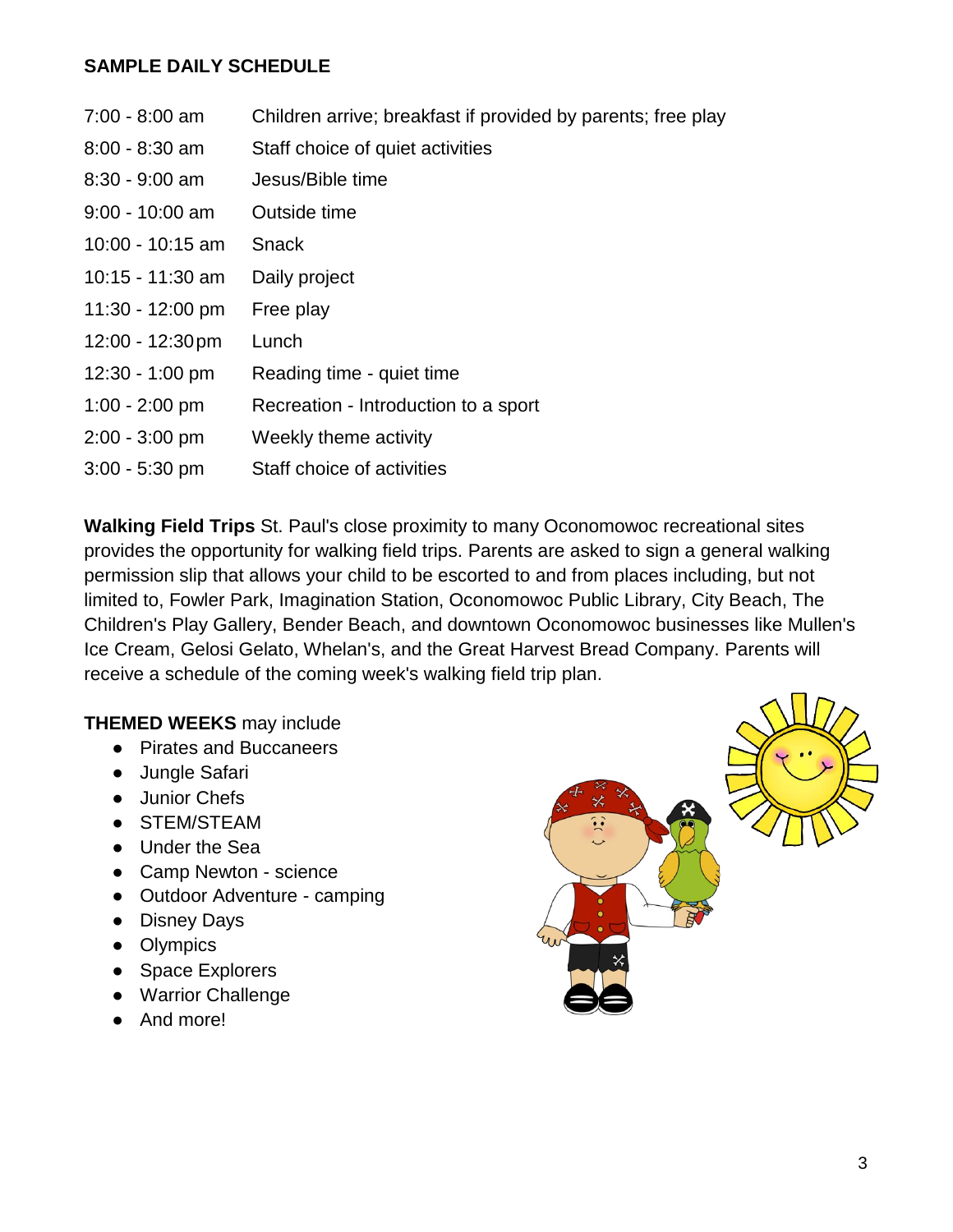## SAMPLE DAILY SCHEDULE

| Time | Activity |
| --- | --- |
| 7:00 - 8:00 am | Children arrive; breakfast if provided by parents; free play |
| 8:00 - 8:30 am | Staff choice of quiet activities |
| 8:30 - 9:00 am | Jesus/Bible time |
| 9:00 - 10:00 am | Outside time |
| 10:00 - 10:15 am | Snack |
| 10:15 - 11:30 am | Daily project |
| 11:30 - 12:00 pm | Free play |
| 12:00 - 12:30 pm | Lunch |
| 12:30 - 1:00 pm | Reading time - quiet time |
| 1:00 - 2:00 pm | Recreation - Introduction to a sport |
| 2:00 - 3:00 pm | Weekly theme activity |
| 3:00 - 5:30 pm | Staff choice of activities |

**Walking Field Trips** St. Paul's close proximity to many Oconomowoc recreational sites provides the opportunity for walking field trips. Parents are asked to sign a general walking permission slip that allows your child to be escorted to and from places including, but not limited to, Fowler Park, Imagination Station, Oconomowoc Public Library, City Beach, The Children's Play Gallery, Bender Beach, and downtown Oconomowoc businesses like Mullen's Ice Cream, Gelosi Gelato, Whelan's, and the Great Harvest Bread Company. Parents will receive a schedule of the coming week's walking field trip plan.

**THEMED WEEKS** may include

- Pirates and Buccaneers
- Jungle Safari
- Junior Chefs
- STEM/STEAM
- Under the Sea
- Camp Newton - science
- Outdoor Adventure - camping
- Disney Days
- Olympics
- Space Explorers
- Warrior Challenge
- And more!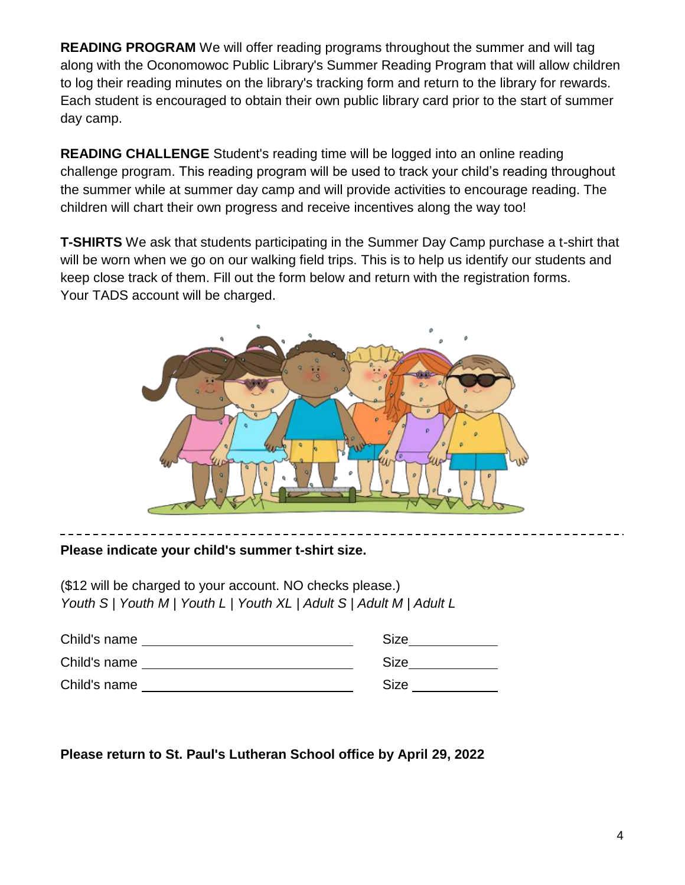**READING PROGRAM** We will offer reading programs throughout the summer and will tag along with the Oconomowoc Public Library's Summer Reading Program that will allow children to log their reading minutes on the library's tracking form and return to the library for rewards. Each student is encouraged to obtain their own public library card prior to the start of summer day camp.

**READING CHALLENGE** Student's reading time will be logged into an online reading challenge program. This reading program will be used to track your child's reading throughout the summer while at summer day camp and will provide activities to encourage reading. The children will chart their own progress and receive incentives along the way too!

**T-SHIRTS** We ask that students participating in the Summer Day Camp purchase a t-shirt that will be worn when we go on our walking field trips. This is to help us identify our students and keep close track of them. Fill out the form below and return with the registration forms. Your TADS account will be charged.

---

**Please indicate your child's summer t-shirt size.**

($12 will be charged to your account. NO checks please.)
*Youth S | Youth M | Youth L | Youth XL | Adult S | Adult M | Adult L*

Child's name ______________________________ Size ____________

Child's name ______________________________ Size ____________

Child's name ______________________________ Size ____________

**Please return to St. Paul's Lutheran School office by April 29, 2022**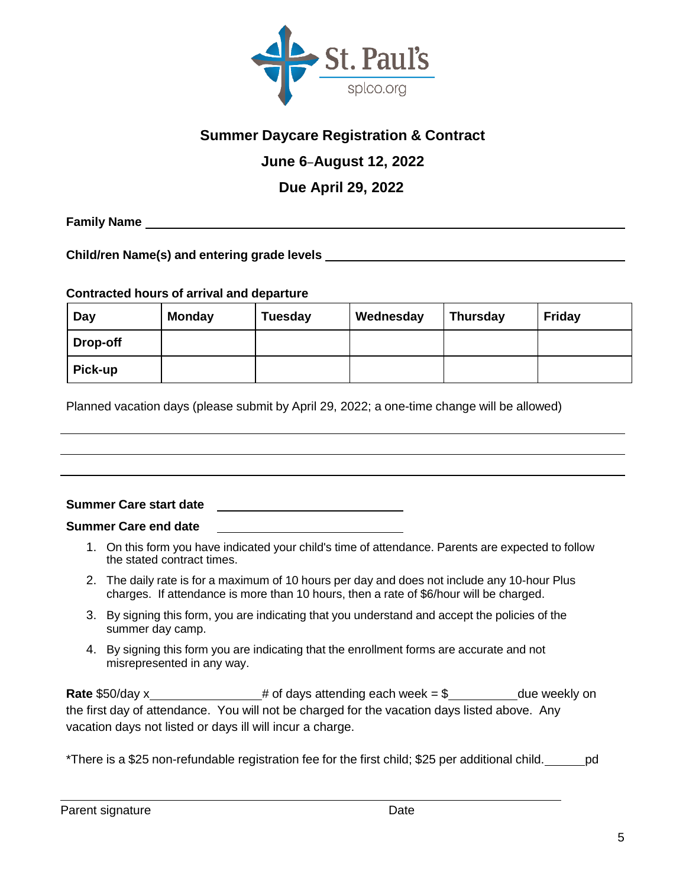St. Paul's
splco.org

## Summer Daycare Registration & Contract

## June 6–August 12, 2022

## Due April 29, 2022

**Family Name** ______________________________________________

**Child/ren Name(s) and entering grade levels** ______________________________

**Contracted hours of arrival and departure**

| Day | Monday | Tuesday | Wednesday | Thursday | Friday |
|---|---|---|---|---|---|
| Drop-off | | | | | |
| Pick-up | | | | | |

Planned vacation days (please submit by April 29, 2022; a one-time change will be allowed)

______________________________________________

______________________________________________

______________________________________________

**Summer Care start date** ______________________

**Summer Care end date** ______________________

1. On this form you have indicated your child's time of attendance. Parents are expected to follow the stated contract times.
2. The daily rate is for a maximum of 10 hours per day and does not include any 10-hour Plus charges. If attendance is more than 10 hours, then a rate of $6/hour will be charged.
3. By signing this form, you are indicating that you understand and accept the policies of the summer day camp.
4. By signing this form you are indicating that the enrollment forms are accurate and not misrepresented in any way.

**Rate** $50/day x ______________ # of days attending each week = $__________ due weekly on the first day of attendance. You will not be charged for the vacation days listed above. Any vacation days not listed or days ill will incur a charge.

*There is a $25 non-refundable registration fee for the first child; $25 per additional child. ______ pd

______________________________________________

Parent signature                                                   Date